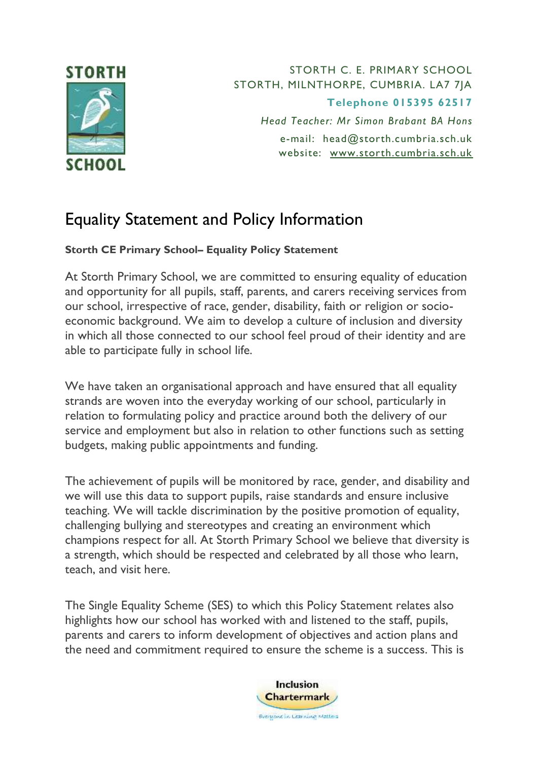STORTH SCHOOL

STORTH C. E. PRIMARY SCHOOL
STORTH, MILNTHORPE, CUMBRIA. LA7 7JA

**Telephone 015395 62517**

*Head Teacher: Mr Simon Brabant BA Hons*

e-mail: head@storth.cumbria.sch.uk
website: www.storth.cumbria.sch.uk

# Equality Statement and Policy Information

**Storth CE Primary School– Equality Policy Statement**

At Storth Primary School, we are committed to ensuring equality of education and opportunity for all pupils, staff, parents, and carers receiving services from our school, irrespective of race, gender, disability, faith or religion or socio-economic background. We aim to develop a culture of inclusion and diversity in which all those connected to our school feel proud of their identity and are able to participate fully in school life.

We have taken an organisational approach and have ensured that all equality strands are woven into the everyday working of our school, particularly in relation to formulating policy and practice around both the delivery of our service and employment but also in relation to other functions such as setting budgets, making public appointments and funding.

The achievement of pupils will be monitored by race, gender, and disability and we will use this data to support pupils, raise standards and ensure inclusive teaching. We will tackle discrimination by the positive promotion of equality, challenging bullying and stereotypes and creating an environment which champions respect for all. At Storth Primary School we believe that diversity is a strength, which should be respected and celebrated by all those who learn, teach, and visit here.

The Single Equality Scheme (SES) to which this Policy Statement relates also highlights how our school has worked with and listened to the staff, pupils, parents and carers to inform development of objectives and action plans and the need and commitment required to ensure the scheme is a success. This is

Inclusion Chartermark
Everyone in Learning Matters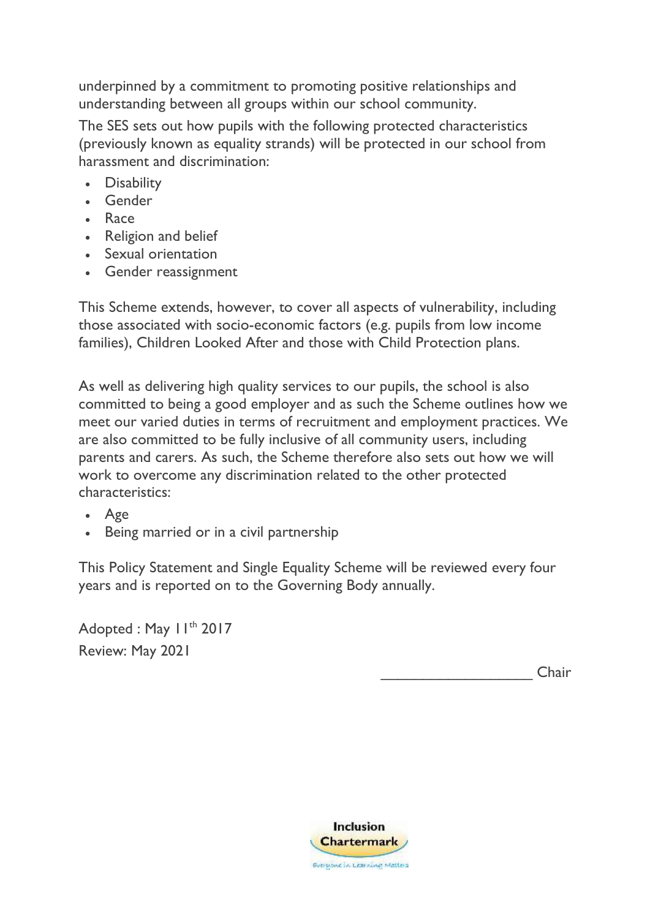underpinned by a commitment to promoting positive relationships and understanding between all groups within our school community.

The SES sets out how pupils with the following protected characteristics (previously known as equality strands) will be protected in our school from harassment and discrimination:

- Disability
- Gender
- Race
- Religion and belief
- Sexual orientation
- Gender reassignment

This Scheme extends, however, to cover all aspects of vulnerability, including those associated with socio-economic factors (e.g. pupils from low income families), Children Looked After and those with Child Protection plans.

As well as delivering high quality services to our pupils, the school is also committed to being a good employer and as such the Scheme outlines how we meet our varied duties in terms of recruitment and employment practices. We are also committed to be fully inclusive of all community users, including parents and carers. As such, the Scheme therefore also sets out how we will work to overcome any discrimination related to the other protected characteristics:

- Age
- Being married or in a civil partnership

This Policy Statement and Single Equality Scheme will be reviewed every four years and is reported on to the Governing Body annually.

Adopted : May 11th 2017

Review: May 2021

___________________ Chair

Inclusion Chartermark

Everyone in Learning Matters